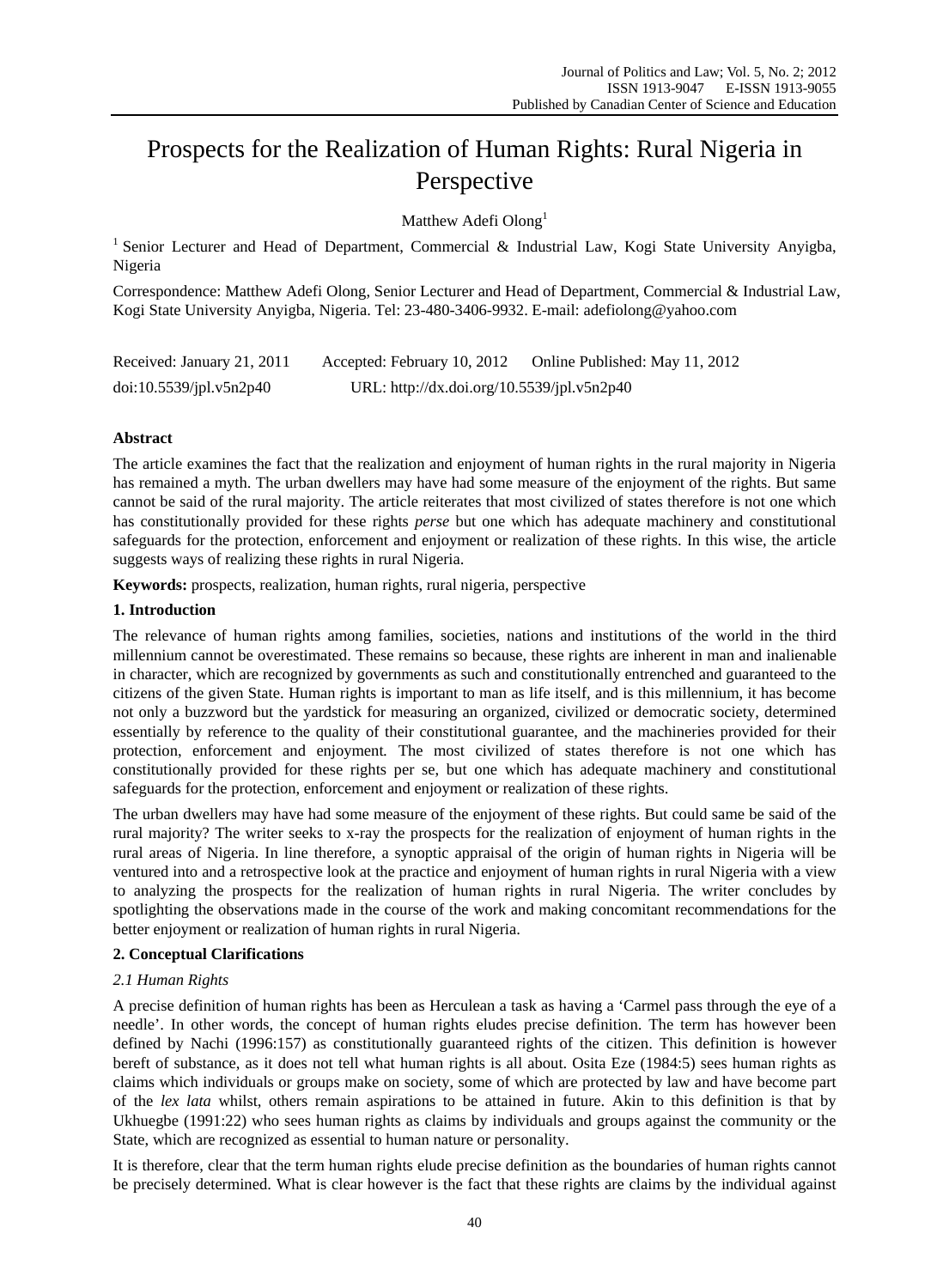# Prospects for the Realization of Human Rights: Rural Nigeria in Perspective

Matthew Adefi Olong[1]

[1] Senior Lecturer and Head of Department, Commercial & Industrial Law, Kogi State University Anyigba, Nigeria

Correspondence: Matthew Adefi Olong, Senior Lecturer and Head of Department, Commercial & Industrial Law, Kogi State University Anyigba, Nigeria. Tel: 23-480-3406-9932. E-mail: adefiolong@yahoo.com

Received: January 21, 2011 Accepted: February 10, 2012 Online Published: May 11, 2012

doi:10.5539/jpl.v5n2p40 URL: http://dx.doi.org/10.5539/jpl.v5n2p40

## Abstract

The article examines the fact that the realization and enjoyment of human rights in the rural majority in Nigeria has remained a myth. The urban dwellers may have had some measure of the enjoyment of the rights. But same cannot be said of the rural majority. The article reiterates that most civilized of states therefore is not one which has constitutionally provided for these rights *perse* but one which has adequate machinery and constitutional safeguards for the protection, enforcement and enjoyment or realization of these rights. In this wise, the article suggests ways of realizing these rights in rural Nigeria.

**Keywords:** prospects, realization, human rights, rural nigeria, perspective

## 1. Introduction

The relevance of human rights among families, societies, nations and institutions of the world in the third millennium cannot be overestimated. These remains so because, these rights are inherent in man and inalienable in character, which are recognized by governments as such and constitutionally entrenched and guaranteed to the citizens of the given State. Human rights is important to man as life itself, and is this millennium, it has become not only a buzzword but the yardstick for measuring an organized, civilized or democratic society, determined essentially by reference to the quality of their constitutional guarantee, and the machineries provided for their protection, enforcement and enjoyment. The most civilized of states therefore is not one which has constitutionally provided for these rights per se, but one which has adequate machinery and constitutional safeguards for the protection, enforcement and enjoyment or realization of these rights.

The urban dwellers may have had some measure of the enjoyment of these rights. But could same be said of the rural majority? The writer seeks to x-ray the prospects for the realization of enjoyment of human rights in the rural areas of Nigeria. In line therefore, a synoptic appraisal of the origin of human rights in Nigeria will be ventured into and a retrospective look at the practice and enjoyment of human rights in rural Nigeria with a view to analyzing the prospects for the realization of human rights in rural Nigeria. The writer concludes by spotlighting the observations made in the course of the work and making concomitant recommendations for the better enjoyment or realization of human rights in rural Nigeria.

## 2. Conceptual Clarifications

### *2.1 Human Rights*

A precise definition of human rights has been as Herculean a task as having a 'Carmel pass through the eye of a needle'. In other words, the concept of human rights eludes precise definition. The term has however been defined by Nachi (1996:157) as constitutionally guaranteed rights of the citizen. This definition is however bereft of substance, as it does not tell what human rights is all about. Osita Eze (1984:5) sees human rights as claims which individuals or groups make on society, some of which are protected by law and have become part of the *lex lata* whilst, others remain aspirations to be attained in future. Akin to this definition is that by Ukhuegbe (1991:22) who sees human rights as claims by individuals and groups against the community or the State, which are recognized as essential to human nature or personality.

It is therefore, clear that the term human rights elude precise definition as the boundaries of human rights cannot be precisely determined. What is clear however is the fact that these rights are claims by the individual against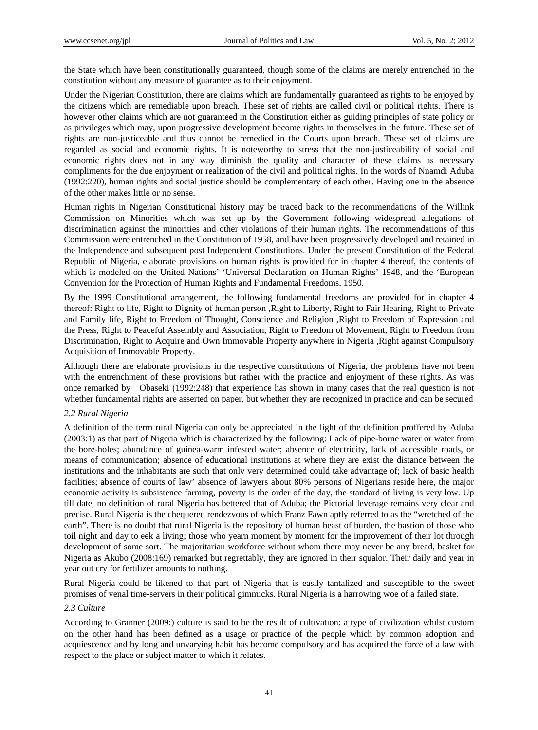the State which have been constitutionally guaranteed, though some of the claims are merely entrenched in the constitution without any measure of guarantee as to their enjoyment.

Under the Nigerian Constitution, there are claims which are fundamentally guaranteed as rights to be enjoyed by the citizens which are remediable upon breach. These set of rights are called civil or political rights. There is however other claims which are not guaranteed in the Constitution either as guiding principles of state policy or as privileges which may, upon progressive development become rights in themselves in the future. These set of rights are non-justiceable and thus cannot be remedied in the Courts upon breach. These set of claims are regarded as social and economic rights**.** It is noteworthy to stress that the non-justiceability of social and economic rights does not in any way diminish the quality and character of these claims as necessary compliments for the due enjoyment or realization of the civil and political rights. In the words of Nnamdi Aduba (1992:220), human rights and social justice should be complementary of each other. Having one in the absence of the other makes little or no sense.

Human rights in Nigerian Constitutional history may be traced back to the recommendations of the Willink Commission on Minorities which was set up by the Government following widespread allegations of discrimination against the minorities and other violations of their human rights. The recommendations of this Commission were entrenched in the Constitution of 1958, and have been progressively developed and retained in the Independence and subsequent post Independent Constitutions. Under the present Constitution of the Federal Republic of Nigeria, elaborate provisions on human rights is provided for in chapter 4 thereof, the contents of which is modeled on the United Nations' 'Universal Declaration on Human Rights' 1948, and the 'European Convention for the Protection of Human Rights and Fundamental Freedoms, 1950.

By the 1999 Constitutional arrangement, the following fundamental freedoms are provided for in chapter 4 thereof: Right to life, Right to Dignity of human person ,Right to Liberty, Right to Fair Hearing, Right to Private and Family life, Right to Freedom of Thought, Conscience and Religion ,Right to Freedom of Expression and the Press, Right to Peaceful Assembly and Association, Right to Freedom of Movement, Right to Freedom from Discrimination, Right to Acquire and Own Immovable Property anywhere in Nigeria ,Right against Compulsory Acquisition of Immovable Property.

Although there are elaborate provisions in the respective constitutions of Nigeria, the problems have not been with the entrenchment of these provisions but rather with the practice and enjoyment of these rights. As was once remarked by Obaseki (1992:248) that experience has shown in many cases that the real question is not whether fundamental rights are asserted on paper, but whether they are recognized in practice and can be secured

### *2.2 Rural Nigeria*

A definition of the term rural Nigeria can only be appreciated in the light of the definition proffered by Aduba (2003:1) as that part of Nigeria which is characterized by the following: Lack of pipe-borne water or water from the bore-holes; abundance of guinea-warm infested water; absence of electricity, lack of accessible roads, or means of communication; absence of educational institutions at where they are exist the distance between the institutions and the inhabitants are such that only very determined could take advantage of; lack of basic health facilities; absence of courts of law' absence of lawyers about 80% persons of Nigerians reside here, the major economic activity is subsistence farming, poverty is the order of the day, the standard of living is very low. Up till date, no definition of rural Nigeria has bettered that of Aduba; the Pictorial leverage remains very clear and precise. Rural Nigeria is the chequered rendezvous of which Franz Fawn aptly referred to as the "wretched of the earth". There is no doubt that rural Nigeria is the repository of human beast of burden, the bastion of those who toil night and day to eek a living; those who yearn moment by moment for the improvement of their lot through development of some sort. The majoritarian workforce without whom there may never be any bread, basket for Nigeria as Akubo (2008:169) remarked but regrettably, they are ignored in their squalor. Their daily and year in year out cry for fertilizer amounts to nothing.

Rural Nigeria could be likened to that part of Nigeria that is easily tantalized and susceptible to the sweet promises of venal time-servers in their political gimmicks. Rural Nigeria is a harrowing woe of a failed state.

### *2.3 Culture*

According to Granner (2009:) culture is said to be the result of cultivation: a type of civilization whilst custom on the other hand has been defined as a usage or practice of the people which by common adoption and acquiescence and by long and unvarying habit has become compulsory and has acquired the force of a law with respect to the place or subject matter to which it relates.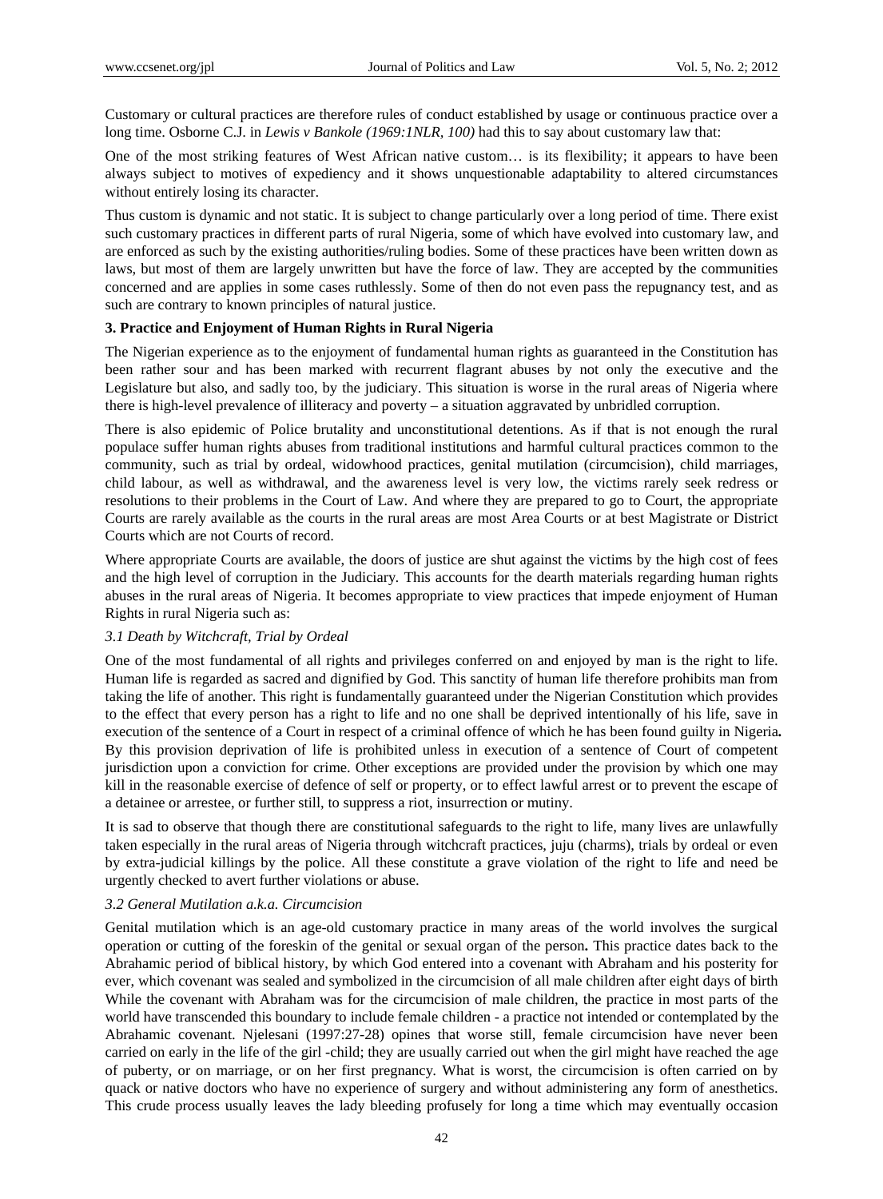Customary or cultural practices are therefore rules of conduct established by usage or continuous practice over a long time. Osborne C.J. in *Lewis v Bankole (1969:1NLR, 100)* had this to say about customary law that:

One of the most striking features of West African native custom… is its flexibility; it appears to have been always subject to motives of expediency and it shows unquestionable adaptability to altered circumstances without entirely losing its character.

Thus custom is dynamic and not static. It is subject to change particularly over a long period of time. There exist such customary practices in different parts of rural Nigeria, some of which have evolved into customary law, and are enforced as such by the existing authorities/ruling bodies. Some of these practices have been written down as laws, but most of them are largely unwritten but have the force of law. They are accepted by the communities concerned and are applies in some cases ruthlessly. Some of then do not even pass the repugnancy test, and as such are contrary to known principles of natural justice.

### 3. Practice and Enjoyment of Human Rights in Rural Nigeria

The Nigerian experience as to the enjoyment of fundamental human rights as guaranteed in the Constitution has been rather sour and has been marked with recurrent flagrant abuses by not only the executive and the Legislature but also, and sadly too, by the judiciary. This situation is worse in the rural areas of Nigeria where there is high-level prevalence of illiteracy and poverty – a situation aggravated by unbridled corruption.

There is also epidemic of Police brutality and unconstitutional detentions. As if that is not enough the rural populace suffer human rights abuses from traditional institutions and harmful cultural practices common to the community, such as trial by ordeal, widowhood practices, genital mutilation (circumcision), child marriages, child labour, as well as withdrawal, and the awareness level is very low, the victims rarely seek redress or resolutions to their problems in the Court of Law. And where they are prepared to go to Court, the appropriate Courts are rarely available as the courts in the rural areas are most Area Courts or at best Magistrate or District Courts which are not Courts of record.

Where appropriate Courts are available, the doors of justice are shut against the victims by the high cost of fees and the high level of corruption in the Judiciary. This accounts for the dearth materials regarding human rights abuses in the rural areas of Nigeria. It becomes appropriate to view practices that impede enjoyment of Human Rights in rural Nigeria such as:

#### *3.1 Death by Witchcraft, Trial by Ordeal*

One of the most fundamental of all rights and privileges conferred on and enjoyed by man is the right to life. Human life is regarded as sacred and dignified by God. This sanctity of human life therefore prohibits man from taking the life of another. This right is fundamentally guaranteed under the Nigerian Constitution which provides to the effect that every person has a right to life and no one shall be deprived intentionally of his life, save in execution of the sentence of a Court in respect of a criminal offence of which he has been found guilty in Nigeria**.** By this provision deprivation of life is prohibited unless in execution of a sentence of Court of competent jurisdiction upon a conviction for crime. Other exceptions are provided under the provision by which one may kill in the reasonable exercise of defence of self or property, or to effect lawful arrest or to prevent the escape of a detainee or arrestee, or further still, to suppress a riot, insurrection or mutiny.

It is sad to observe that though there are constitutional safeguards to the right to life, many lives are unlawfully taken especially in the rural areas of Nigeria through witchcraft practices, juju (charms), trials by ordeal or even by extra-judicial killings by the police. All these constitute a grave violation of the right to life and need be urgently checked to avert further violations or abuse.

#### *3.2 General Mutilation a.k.a. Circumcision*

Genital mutilation which is an age-old customary practice in many areas of the world involves the surgical operation or cutting of the foreskin of the genital or sexual organ of the person**.** This practice dates back to the Abrahamic period of biblical history, by which God entered into a covenant with Abraham and his posterity for ever, which covenant was sealed and symbolized in the circumcision of all male children after eight days of birth While the covenant with Abraham was for the circumcision of male children, the practice in most parts of the world have transcended this boundary to include female children - a practice not intended or contemplated by the Abrahamic covenant. Njelesani (1997:27-28) opines that worse still, female circumcision have never been carried on early in the life of the girl -child; they are usually carried out when the girl might have reached the age of puberty, or on marriage, or on her first pregnancy. What is worst, the circumcision is often carried on by quack or native doctors who have no experience of surgery and without administering any form of anesthetics. This crude process usually leaves the lady bleeding profusely for long a time which may eventually occasion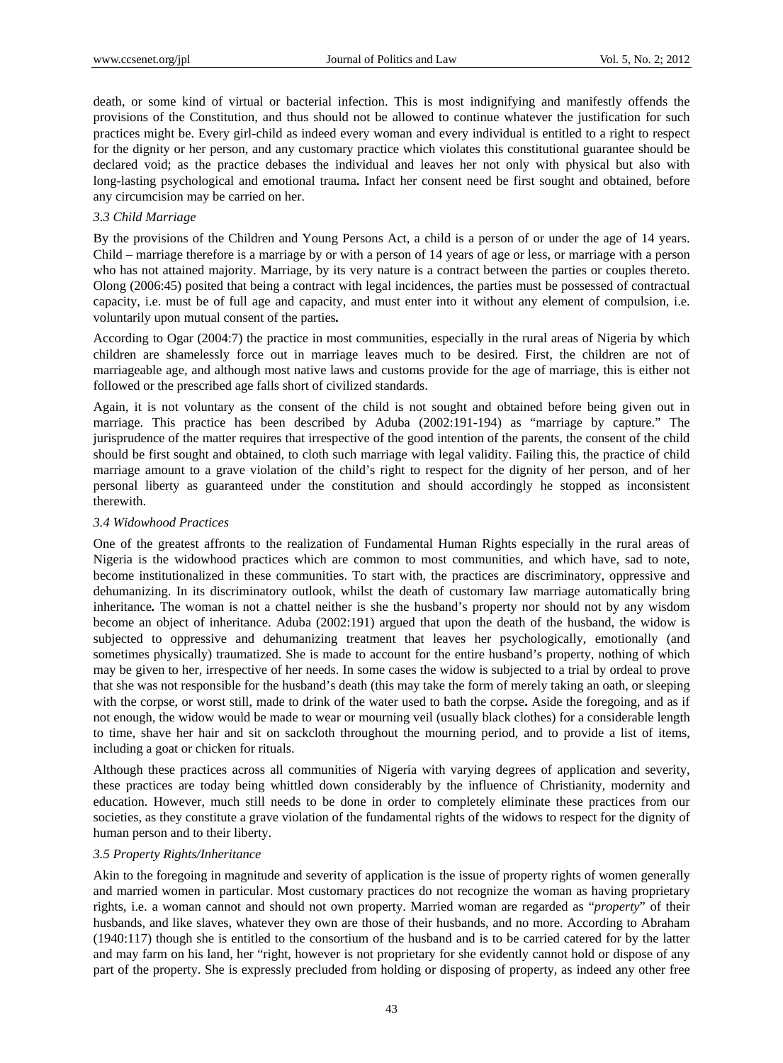death, or some kind of virtual or bacterial infection. This is most indignifying and manifestly offends the provisions of the Constitution, and thus should not be allowed to continue whatever the justification for such practices might be. Every girl-child as indeed every woman and every individual is entitled to a right to respect for the dignity or her person, and any customary practice which violates this constitutional guarantee should be declared void; as the practice debases the individual and leaves her not only with physical but also with long-lasting psychological and emotional trauma**.** Infact her consent need be first sought and obtained, before any circumcision may be carried on her.

### *3.3 Child Marriage*

By the provisions of the Children and Young Persons Act, a child is a person of or under the age of 14 years. Child – marriage therefore is a marriage by or with a person of 14 years of age or less, or marriage with a person who has not attained majority. Marriage, by its very nature is a contract between the parties or couples thereto. Olong (2006:45) posited that being a contract with legal incidences, the parties must be possessed of contractual capacity, i.e. must be of full age and capacity, and must enter into it without any element of compulsion, i.e. voluntarily upon mutual consent of the parties*.*

According to Ogar (2004:7) the practice in most communities, especially in the rural areas of Nigeria by which children are shamelessly force out in marriage leaves much to be desired. First, the children are not of marriageable age, and although most native laws and customs provide for the age of marriage, this is either not followed or the prescribed age falls short of civilized standards.

Again, it is not voluntary as the consent of the child is not sought and obtained before being given out in marriage. This practice has been described by Aduba (2002:191-194) as "marriage by capture." The jurisprudence of the matter requires that irrespective of the good intention of the parents, the consent of the child should be first sought and obtained, to cloth such marriage with legal validity. Failing this, the practice of child marriage amount to a grave violation of the child's right to respect for the dignity of her person, and of her personal liberty as guaranteed under the constitution and should accordingly he stopped as inconsistent therewith.

### *3.4 Widowhood Practices*

One of the greatest affronts to the realization of Fundamental Human Rights especially in the rural areas of Nigeria is the widowhood practices which are common to most communities, and which have, sad to note, become institutionalized in these communities. To start with, the practices are discriminatory, oppressive and dehumanizing. In its discriminatory outlook, whilst the death of customary law marriage automatically bring inheritance**.** The woman is not a chattel neither is she the husband's property nor should not by any wisdom become an object of inheritance. Aduba (2002:191) argued that upon the death of the husband, the widow is subjected to oppressive and dehumanizing treatment that leaves her psychologically, emotionally (and sometimes physically) traumatized. She is made to account for the entire husband's property, nothing of which may be given to her, irrespective of her needs. In some cases the widow is subjected to a trial by ordeal to prove that she was not responsible for the husband's death (this may take the form of merely taking an oath, or sleeping with the corpse, or worst still, made to drink of the water used to bath the corpse**.** Aside the foregoing, and as if not enough, the widow would be made to wear or mourning veil (usually black clothes) for a considerable length to time, shave her hair and sit on sackcloth throughout the mourning period, and to provide a list of items, including a goat or chicken for rituals.

Although these practices across all communities of Nigeria with varying degrees of application and severity, these practices are today being whittled down considerably by the influence of Christianity, modernity and education. However, much still needs to be done in order to completely eliminate these practices from our societies, as they constitute a grave violation of the fundamental rights of the widows to respect for the dignity of human person and to their liberty.

### *3.5 Property Rights/Inheritance*

Akin to the foregoing in magnitude and severity of application is the issue of property rights of women generally and married women in particular. Most customary practices do not recognize the woman as having proprietary rights, i.e. a woman cannot and should not own property. Married woman are regarded as "*property*" of their husbands, and like slaves, whatever they own are those of their husbands, and no more. According to Abraham (1940:117) though she is entitled to the consortium of the husband and is to be carried catered for by the latter and may farm on his land, her "right, however is not proprietary for she evidently cannot hold or dispose of any part of the property. She is expressly precluded from holding or disposing of property, as indeed any other free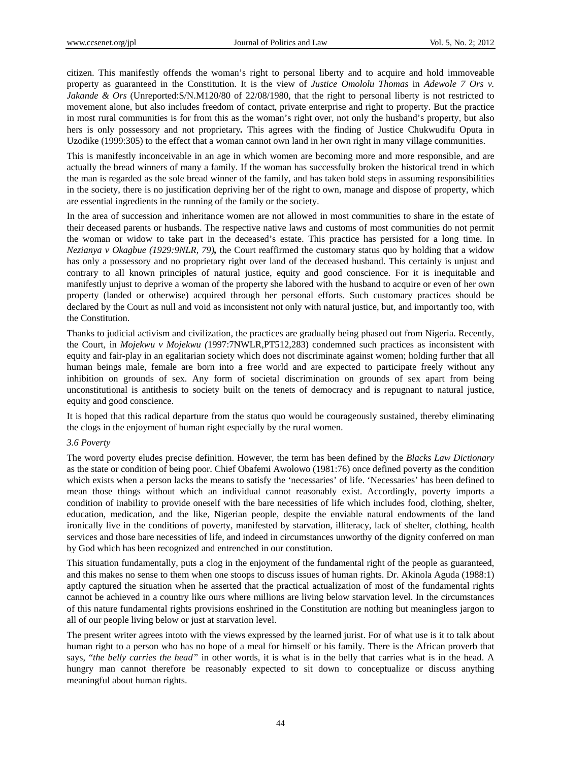citizen. This manifestly offends the woman's right to personal liberty and to acquire and hold immoveable property as guaranteed in the Constitution. It is the view of *Justice Omololu Thomas* in *Adewole 7 Ors v. Jakande & Ors* (Unreported:S/N.M120/80 of 22/08/1980, that the right to personal liberty is not restricted to movement alone, but also includes freedom of contact, private enterprise and right to property. But the practice in most rural communities is for from this as the woman's right over, not only the husband's property, but also hers is only possessory and not proprietary**.** This agrees with the finding of Justice Chukwudifu Oputa in Uzodike (1999:305) to the effect that a woman cannot own land in her own right in many village communities.

This is manifestly inconceivable in an age in which women are becoming more and more responsible, and are actually the bread winners of many a family. If the woman has successfully broken the historical trend in which the man is regarded as the sole bread winner of the family, and has taken bold steps in assuming responsibilities in the society, there is no justification depriving her of the right to own, manage and dispose of property, which are essential ingredients in the running of the family or the society.

In the area of succession and inheritance women are not allowed in most communities to share in the estate of their deceased parents or husbands. The respective native laws and customs of most communities do not permit the woman or widow to take part in the deceased's estate. This practice has persisted for a long time. In *Nezianya v Okagbue (1929:9NLR, 79)***,** the Court reaffirmed the customary status quo by holding that a widow has only a possessory and no proprietary right over land of the deceased husband. This certainly is unjust and contrary to all known principles of natural justice, equity and good conscience. For it is inequitable and manifestly unjust to deprive a woman of the property she labored with the husband to acquire or even of her own property (landed or otherwise) acquired through her personal efforts. Such customary practices should be declared by the Court as null and void as inconsistent not only with natural justice, but, and importantly too, with the Constitution.

Thanks to judicial activism and civilization, the practices are gradually being phased out from Nigeria. Recently, the Court, in *Mojekwu v Mojekwu (*1997:7NWLR,PT512,283) condemned such practices as inconsistent with equity and fair-play in an egalitarian society which does not discriminate against women; holding further that all human beings male, female are born into a free world and are expected to participate freely without any inhibition on grounds of sex. Any form of societal discrimination on grounds of sex apart from being unconstitutional is antithesis to society built on the tenets of democracy and is repugnant to natural justice, equity and good conscience.

It is hoped that this radical departure from the status quo would be courageously sustained, thereby eliminating the clogs in the enjoyment of human right especially by the rural women.

### *3.6 Poverty*

The word poverty eludes precise definition. However, the term has been defined by the *Blacks Law Dictionary* as the state or condition of being poor. Chief Obafemi Awolowo (1981:76) once defined poverty as the condition which exists when a person lacks the means to satisfy the 'necessaries' of life. 'Necessaries' has been defined to mean those things without which an individual cannot reasonably exist. Accordingly, poverty imports a condition of inability to provide oneself with the bare necessities of life which includes food, clothing, shelter, education, medication, and the like, Nigerian people, despite the enviable natural endowments of the land ironically live in the conditions of poverty, manifested by starvation, illiteracy, lack of shelter, clothing, health services and those bare necessities of life, and indeed in circumstances unworthy of the dignity conferred on man by God which has been recognized and entrenched in our constitution.

This situation fundamentally, puts a clog in the enjoyment of the fundamental right of the people as guaranteed, and this makes no sense to them when one stoops to discuss issues of human rights. Dr. Akinola Aguda (1988:1) aptly captured the situation when he asserted that the practical actualization of most of the fundamental rights cannot be achieved in a country like ours where millions are living below starvation level. In the circumstances of this nature fundamental rights provisions enshrined in the Constitution are nothing but meaningless jargon to all of our people living below or just at starvation level.

The present writer agrees intoto with the views expressed by the learned jurist. For of what use is it to talk about human right to a person who has no hope of a meal for himself or his family. There is the African proverb that says, "*the belly carries the head"* in other words, it is what is in the belly that carries what is in the head. A hungry man cannot therefore be reasonably expected to sit down to conceptualize or discuss anything meaningful about human rights.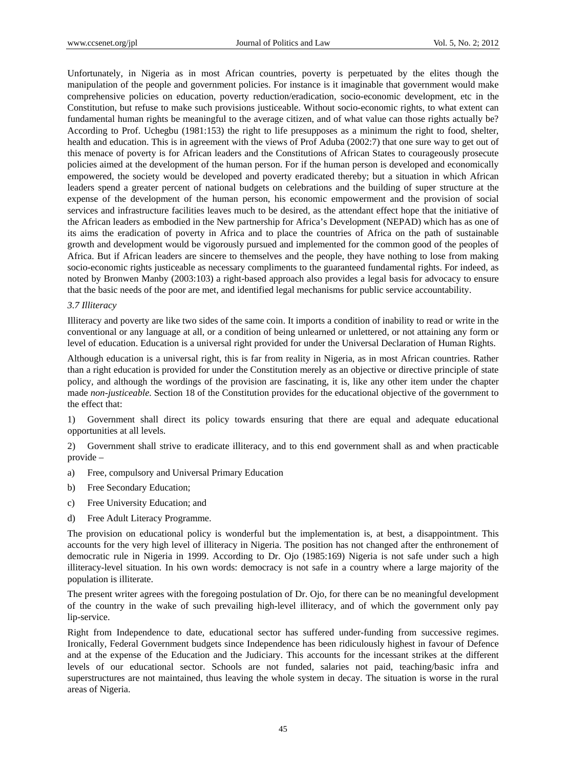Unfortunately, in Nigeria as in most African countries, poverty is perpetuated by the elites though the manipulation of the people and government policies. For instance is it imaginable that government would make comprehensive policies on education, poverty reduction/eradication, socio-economic development, etc in the Constitution, but refuse to make such provisions justiceable. Without socio-economic rights, to what extent can fundamental human rights be meaningful to the average citizen, and of what value can those rights actually be? According to Prof. Uchegbu (1981:153) the right to life presupposes as a minimum the right to food, shelter, health and education. This is in agreement with the views of Prof Aduba (2002:7) that one sure way to get out of this menace of poverty is for African leaders and the Constitutions of African States to courageously prosecute policies aimed at the development of the human person. For if the human person is developed and economically empowered, the society would be developed and poverty eradicated thereby; but a situation in which African leaders spend a greater percent of national budgets on celebrations and the building of super structure at the expense of the development of the human person, his economic empowerment and the provision of social services and infrastructure facilities leaves much to be desired, as the attendant effect hope that the initiative of the African leaders as embodied in the New partnership for Africa's Development (NEPAD) which has as one of its aims the eradication of poverty in Africa and to place the countries of Africa on the path of sustainable growth and development would be vigorously pursued and implemented for the common good of the peoples of Africa. But if African leaders are sincere to themselves and the people, they have nothing to lose from making socio-economic rights justiceable as necessary compliments to the guaranteed fundamental rights. For indeed, as noted by Bronwen Manby (2003:103) a right-based approach also provides a legal basis for advocacy to ensure that the basic needs of the poor are met, and identified legal mechanisms for public service accountability.

### *3.7 Illiteracy*

Illiteracy and poverty are like two sides of the same coin. It imports a condition of inability to read or write in the conventional or any language at all, or a condition of being unlearned or unlettered, or not attaining any form or level of education. Education is a universal right provided for under the Universal Declaration of Human Rights.

Although education is a universal right, this is far from reality in Nigeria, as in most African countries. Rather than a right education is provided for under the Constitution merely as an objective or directive principle of state policy, and although the wordings of the provision are fascinating, it is, like any other item under the chapter made *non-justiceable.* Section 18 of the Constitution provides for the educational objective of the government to the effect that:

1) Government shall direct its policy towards ensuring that there are equal and adequate educational opportunities at all levels.

2) Government shall strive to eradicate illiteracy, and to this end government shall as and when practicable provide –

a) Free, compulsory and Universal Primary Education

b) Free Secondary Education;

c) Free University Education; and

d) Free Adult Literacy Programme.

The provision on educational policy is wonderful but the implementation is, at best, a disappointment. This accounts for the very high level of illiteracy in Nigeria. The position has not changed after the enthronement of democratic rule in Nigeria in 1999. According to Dr. Ojo (1985:169) Nigeria is not safe under such a high illiteracy-level situation. In his own words: democracy is not safe in a country where a large majority of the population is illiterate.

The present writer agrees with the foregoing postulation of Dr. Ojo, for there can be no meaningful development of the country in the wake of such prevailing high-level illiteracy, and of which the government only pay lip-service.

Right from Independence to date, educational sector has suffered under-funding from successive regimes. Ironically, Federal Government budgets since Independence has been ridiculously highest in favour of Defence and at the expense of the Education and the Judiciary. This accounts for the incessant strikes at the different levels of our educational sector. Schools are not funded, salaries not paid, teaching/basic infra and superstructures are not maintained, thus leaving the whole system in decay. The situation is worse in the rural areas of Nigeria.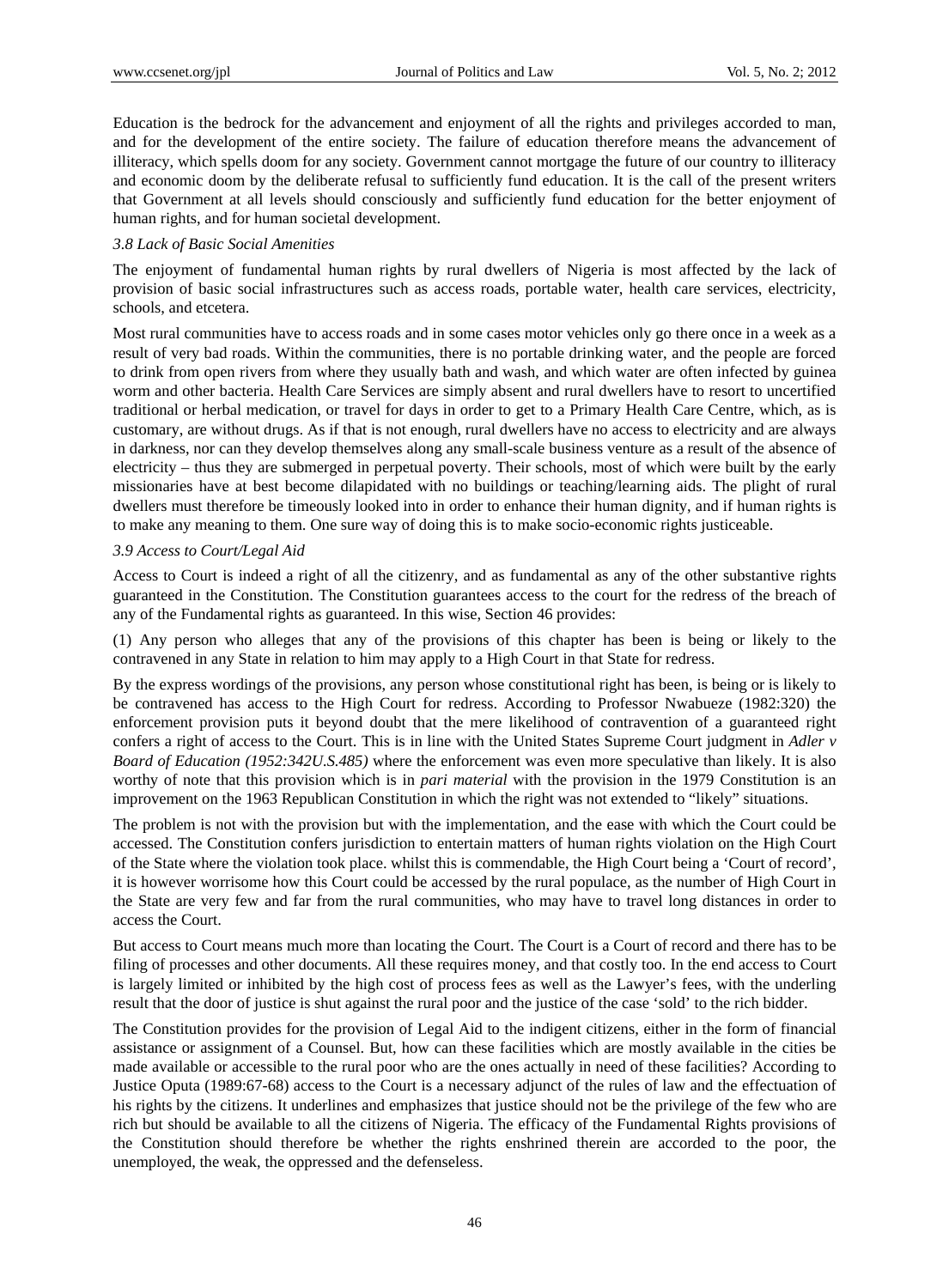Education is the bedrock for the advancement and enjoyment of all the rights and privileges accorded to man, and for the development of the entire society. The failure of education therefore means the advancement of illiteracy, which spells doom for any society. Government cannot mortgage the future of our country to illiteracy and economic doom by the deliberate refusal to sufficiently fund education. It is the call of the present writers that Government at all levels should consciously and sufficiently fund education for the better enjoyment of human rights, and for human societal development.

### *3.8 Lack of Basic Social Amenities*

The enjoyment of fundamental human rights by rural dwellers of Nigeria is most affected by the lack of provision of basic social infrastructures such as access roads, portable water, health care services, electricity, schools, and etcetera.

Most rural communities have to access roads and in some cases motor vehicles only go there once in a week as a result of very bad roads. Within the communities, there is no portable drinking water, and the people are forced to drink from open rivers from where they usually bath and wash, and which water are often infected by guinea worm and other bacteria. Health Care Services are simply absent and rural dwellers have to resort to uncertified traditional or herbal medication, or travel for days in order to get to a Primary Health Care Centre, which, as is customary, are without drugs. As if that is not enough, rural dwellers have no access to electricity and are always in darkness, nor can they develop themselves along any small-scale business venture as a result of the absence of electricity – thus they are submerged in perpetual poverty. Their schools, most of which were built by the early missionaries have at best become dilapidated with no buildings or teaching/learning aids. The plight of rural dwellers must therefore be timeously looked into in order to enhance their human dignity, and if human rights is to make any meaning to them. One sure way of doing this is to make socio-economic rights justiceable.

### *3.9 Access to Court/Legal Aid*

Access to Court is indeed a right of all the citizenry, and as fundamental as any of the other substantive rights guaranteed in the Constitution. The Constitution guarantees access to the court for the redress of the breach of any of the Fundamental rights as guaranteed. In this wise, Section 46 provides:

(1) Any person who alleges that any of the provisions of this chapter has been is being or likely to the contravened in any State in relation to him may apply to a High Court in that State for redress.

By the express wordings of the provisions, any person whose constitutional right has been, is being or is likely to be contravened has access to the High Court for redress. According to Professor Nwabueze (1982:320) the enforcement provision puts it beyond doubt that the mere likelihood of contravention of a guaranteed right confers a right of access to the Court. This is in line with the United States Supreme Court judgment in *Adler v Board of Education (1952:342U.S.485)* where the enforcement was even more speculative than likely. It is also worthy of note that this provision which is in *pari material* with the provision in the 1979 Constitution is an improvement on the 1963 Republican Constitution in which the right was not extended to "likely" situations.

The problem is not with the provision but with the implementation, and the ease with which the Court could be accessed. The Constitution confers jurisdiction to entertain matters of human rights violation on the High Court of the State where the violation took place. whilst this is commendable, the High Court being a 'Court of record', it is however worrisome how this Court could be accessed by the rural populace, as the number of High Court in the State are very few and far from the rural communities, who may have to travel long distances in order to access the Court.

But access to Court means much more than locating the Court. The Court is a Court of record and there has to be filing of processes and other documents. All these requires money, and that costly too. In the end access to Court is largely limited or inhibited by the high cost of process fees as well as the Lawyer's fees, with the underling result that the door of justice is shut against the rural poor and the justice of the case 'sold' to the rich bidder.

The Constitution provides for the provision of Legal Aid to the indigent citizens, either in the form of financial assistance or assignment of a Counsel. But, how can these facilities which are mostly available in the cities be made available or accessible to the rural poor who are the ones actually in need of these facilities? According to Justice Oputa (1989:67-68) access to the Court is a necessary adjunct of the rules of law and the effectuation of his rights by the citizens. It underlines and emphasizes that justice should not be the privilege of the few who are rich but should be available to all the citizens of Nigeria. The efficacy of the Fundamental Rights provisions of the Constitution should therefore be whether the rights enshrined therein are accorded to the poor, the unemployed, the weak, the oppressed and the defenseless.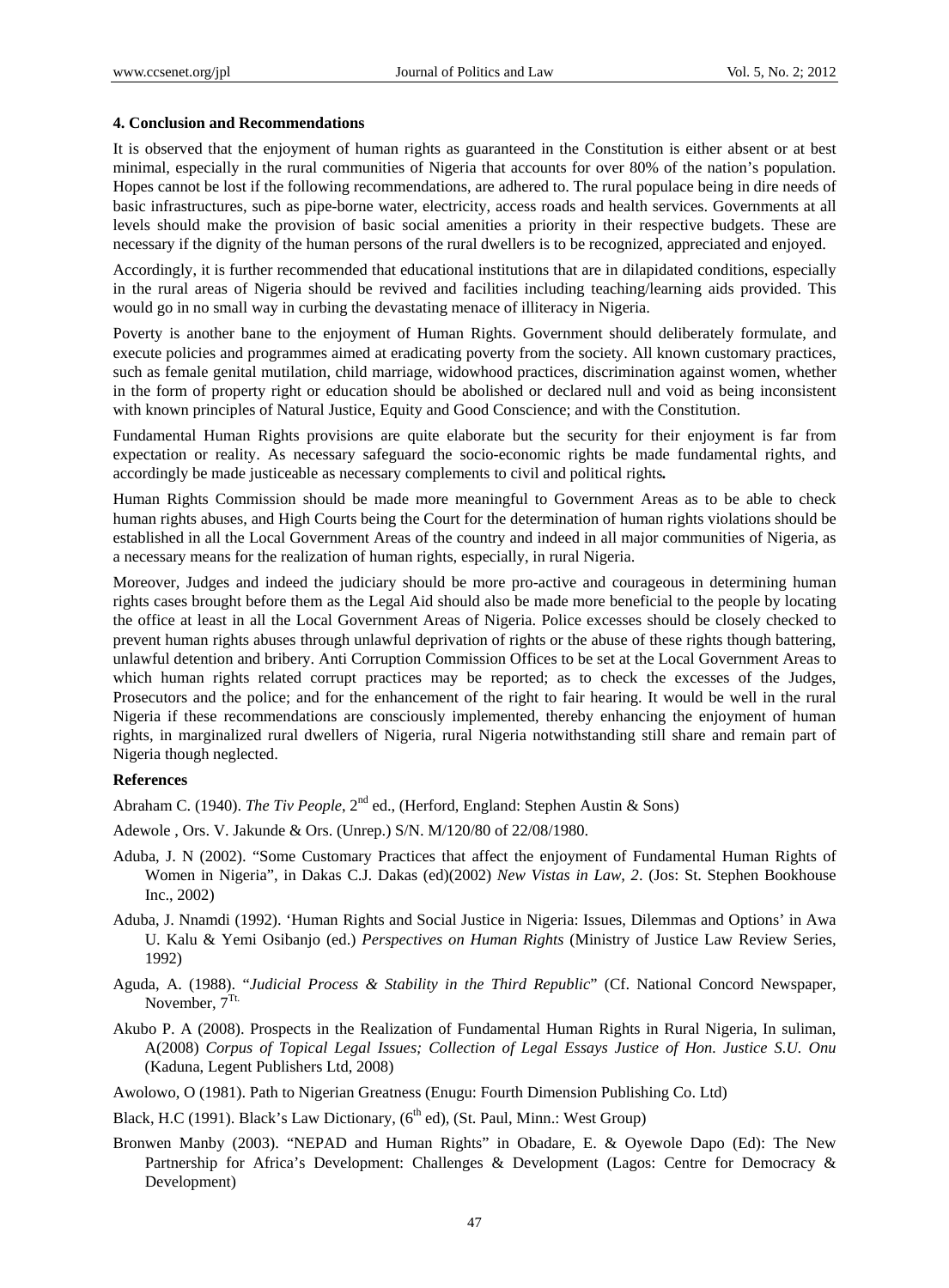### 4. Conclusion and Recommendations

It is observed that the enjoyment of human rights as guaranteed in the Constitution is either absent or at best minimal, especially in the rural communities of Nigeria that accounts for over 80% of the nation's population. Hopes cannot be lost if the following recommendations, are adhered to. The rural populace being in dire needs of basic infrastructures, such as pipe-borne water, electricity, access roads and health services. Governments at all levels should make the provision of basic social amenities a priority in their respective budgets. These are necessary if the dignity of the human persons of the rural dwellers is to be recognized, appreciated and enjoyed.

Accordingly, it is further recommended that educational institutions that are in dilapidated conditions, especially in the rural areas of Nigeria should be revived and facilities including teaching/learning aids provided. This would go in no small way in curbing the devastating menace of illiteracy in Nigeria.

Poverty is another bane to the enjoyment of Human Rights. Government should deliberately formulate, and execute policies and programmes aimed at eradicating poverty from the society. All known customary practices, such as female genital mutilation, child marriage, widowhood practices, discrimination against women, whether in the form of property right or education should be abolished or declared null and void as being inconsistent with known principles of Natural Justice, Equity and Good Conscience; and with the Constitution.

Fundamental Human Rights provisions are quite elaborate but the security for their enjoyment is far from expectation or reality. As necessary safeguard the socio-economic rights be made fundamental rights, and accordingly be made justiceable as necessary complements to civil and political rights**.**

Human Rights Commission should be made more meaningful to Government Areas as to be able to check human rights abuses, and High Courts being the Court for the determination of human rights violations should be established in all the Local Government Areas of the country and indeed in all major communities of Nigeria, as a necessary means for the realization of human rights, especially, in rural Nigeria.

Moreover, Judges and indeed the judiciary should be more pro-active and courageous in determining human rights cases brought before them as the Legal Aid should also be made more beneficial to the people by locating the office at least in all the Local Government Areas of Nigeria. Police excesses should be closely checked to prevent human rights abuses through unlawful deprivation of rights or the abuse of these rights though battering, unlawful detention and bribery. Anti Corruption Commission Offices to be set at the Local Government Areas to which human rights related corrupt practices may be reported; as to check the excesses of the Judges, Prosecutors and the police; and for the enhancement of the right to fair hearing. It would be well in the rural Nigeria if these recommendations are consciously implemented, thereby enhancing the enjoyment of human rights, in marginalized rural dwellers of Nigeria, rural Nigeria notwithstanding still share and remain part of Nigeria though neglected.

### References

Abraham C. (1940). *The Tiv People*, 2nd ed., (Herford, England: Stephen Austin & Sons)

Adewole , Ors. V. Jakunde & Ors. (Unrep.) S/N. M/120/80 of 22/08/1980.

Aduba, J. N (2002). "Some Customary Practices that affect the enjoyment of Fundamental Human Rights of Women in Nigeria", in Dakas C.J. Dakas (ed)(2002) *New Vistas in Law, 2*. (Jos: St. Stephen Bookhouse Inc., 2002)

Aduba, J. Nnamdi (1992). 'Human Rights and Social Justice in Nigeria: Issues, Dilemmas and Options' in Awa U. Kalu & Yemi Osibanjo (ed.) *Perspectives on Human Rights* (Ministry of Justice Law Review Series, 1992)

Aguda, A. (1988). "*Judicial Process & Stability in the Third Republic*" (Cf. National Concord Newspaper, November, 7Tt.

Akubo P. A (2008). Prospects in the Realization of Fundamental Human Rights in Rural Nigeria, In suliman, A(2008) *Corpus of Topical Legal Issues; Collection of Legal Essays Justice of Hon. Justice S.U. Onu* (Kaduna, Legent Publishers Ltd, 2008)

Awolowo, O (1981). Path to Nigerian Greatness (Enugu: Fourth Dimension Publishing Co. Ltd)

Black, H.C (1991). Black's Law Dictionary, (6th ed), (St. Paul, Minn.: West Group)

Bronwen Manby (2003). "NEPAD and Human Rights" in Obadare, E. & Oyewole Dapo (Ed): The New Partnership for Africa's Development: Challenges & Development (Lagos: Centre for Democracy & Development)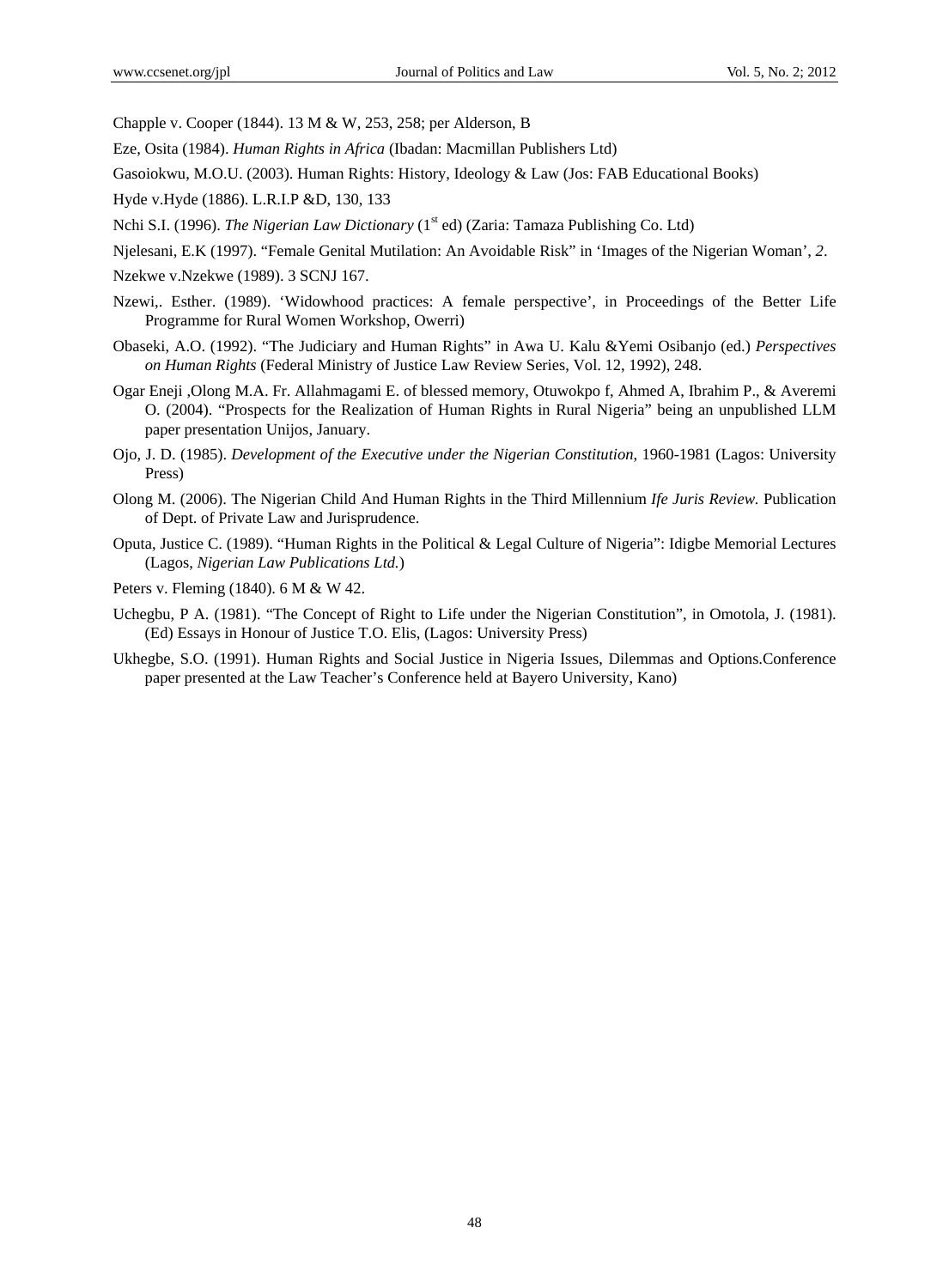Chapple v. Cooper (1844). 13 M & W, 253, 258; per Alderson, B

Eze, Osita (1984). *Human Rights in Africa* (Ibadan: Macmillan Publishers Ltd)

Gasoiokwu, M.O.U. (2003). Human Rights: History, Ideology & Law (Jos: FAB Educational Books)

Hyde v.Hyde (1886). L.R.I.P &D, 130, 133

Nchi S.I. (1996). *The Nigerian Law Dictionary* (1st ed) (Zaria: Tamaza Publishing Co. Ltd)

Njelesani, E.K (1997). "Female Genital Mutilation: An Avoidable Risk" in 'Images of the Nigerian Woman', *2*.

Nzekwe v.Nzekwe (1989). 3 SCNJ 167.

Nzewi,. Esther. (1989). 'Widowhood practices: A female perspective', in Proceedings of the Better Life Programme for Rural Women Workshop, Owerri)

Obaseki, A.O. (1992). "The Judiciary and Human Rights" in Awa U. Kalu &Yemi Osibanjo (ed.) *Perspectives on Human Rights* (Federal Ministry of Justice Law Review Series, Vol. 12, 1992), 248.

Ogar Eneji ,Olong M.A. Fr. Allahmagami E. of blessed memory, Otuwokpo f, Ahmed A, Ibrahim P., & Averemi O. (2004). "Prospects for the Realization of Human Rights in Rural Nigeria" being an unpublished LLM paper presentation Unijos, January.

Ojo, J. D. (1985). *Development of the Executive under the Nigerian Constitution*, 1960-1981 (Lagos: University Press)

Olong M. (2006). The Nigerian Child And Human Rights in the Third Millennium *Ife Juris Review.* Publication of Dept. of Private Law and Jurisprudence.

Oputa, Justice C. (1989). "Human Rights in the Political & Legal Culture of Nigeria": Idigbe Memorial Lectures (Lagos, *Nigerian Law Publications Ltd.*)

Peters v. Fleming (1840). 6 M & W 42.

Uchegbu, P A. (1981). "The Concept of Right to Life under the Nigerian Constitution", in Omotola, J. (1981). (Ed) Essays in Honour of Justice T.O. Elis, (Lagos: University Press)

Ukhegbe, S.O. (1991). Human Rights and Social Justice in Nigeria Issues, Dilemmas and Options.Conference paper presented at the Law Teacher's Conference held at Bayero University, Kano)